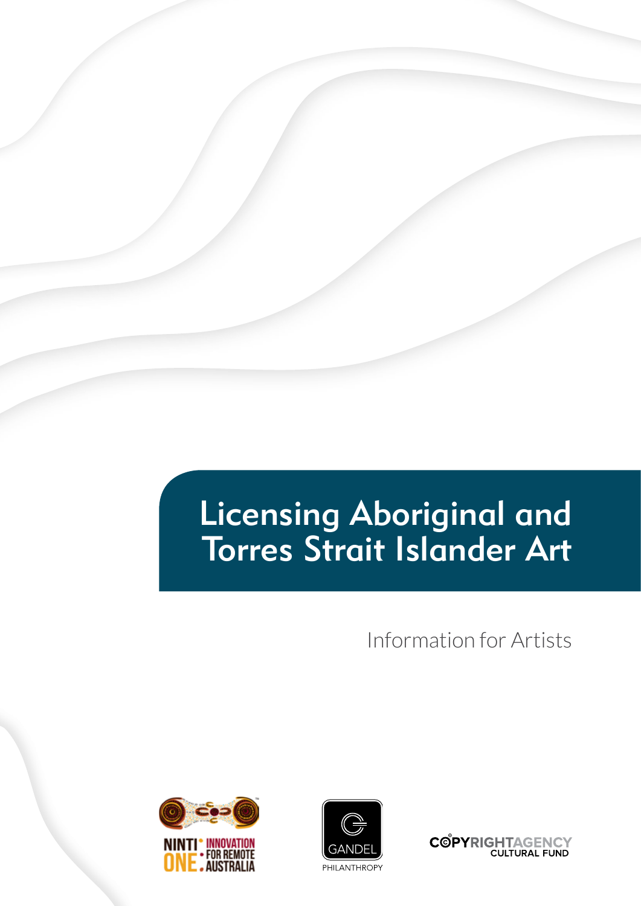# Licensing Aboriginal and Torres Strait Islander Art

Information for Artists

NINTI ONE: INNOVATION FOR REMOTE AUSTRALIA

GANDEL PHILANTHROPY

COPYRIGHT AGENCY CULTURAL FUND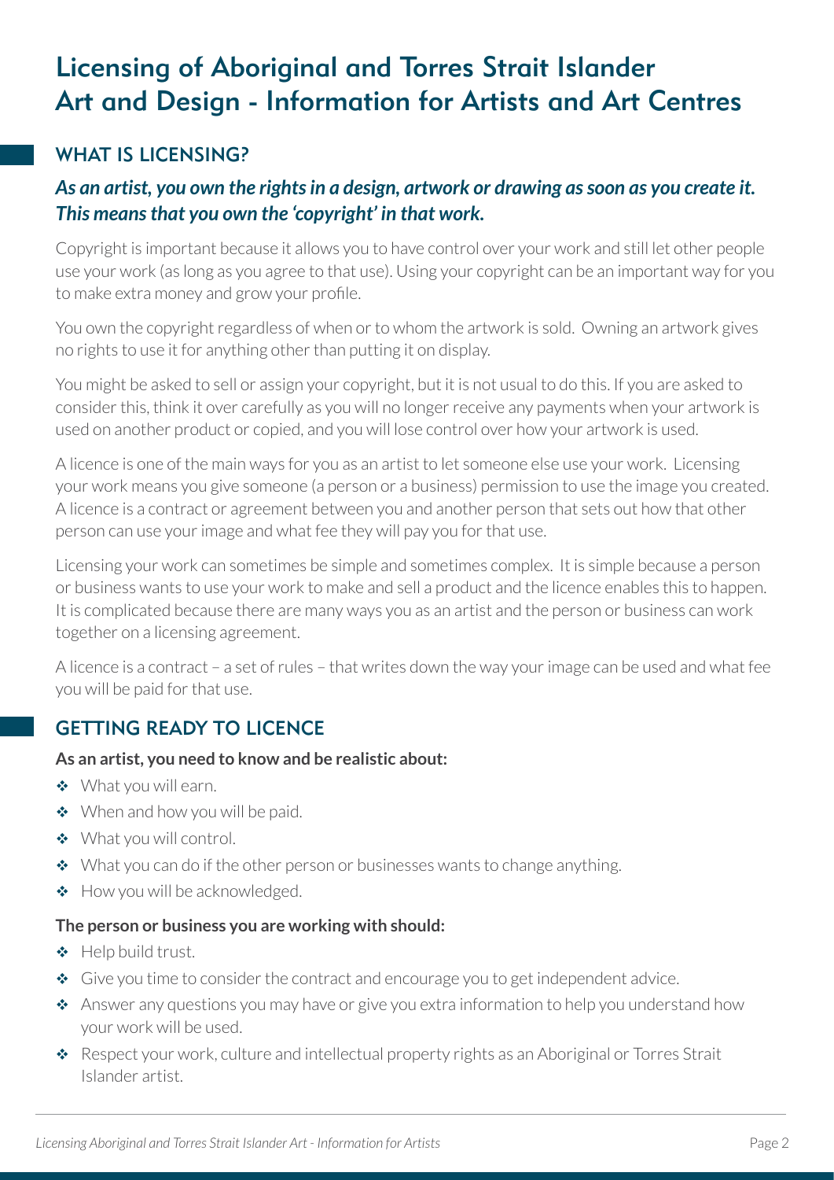# Licensing of Aboriginal and Torres Strait Islander Art and Design - Information for Artists and Art Centres

## WHAT IS LICENSING?

***As an artist, you own the rights in a design, artwork or drawing as soon as you create it. This means that you own the 'copyright' in that work.***

Copyright is important because it allows you to have control over your work and still let other people use your work (as long as you agree to that use). Using your copyright can be an important way for you to make extra money and grow your profile.

You own the copyright regardless of when or to whom the artwork is sold. Owning an artwork gives no rights to use it for anything other than putting it on display.

You might be asked to sell or assign your copyright, but it is not usual to do this. If you are asked to consider this, think it over carefully as you will no longer receive any payments when your artwork is used on another product or copied, and you will lose control over how your artwork is used.

A licence is one of the main ways for you as an artist to let someone else use your work. Licensing your work means you give someone (a person or a business) permission to use the image you created. A licence is a contract or agreement between you and another person that sets out how that other person can use your image and what fee they will pay you for that use.

Licensing your work can sometimes be simple and sometimes complex. It is simple because a person or business wants to use your work to make and sell a product and the licence enables this to happen. It is complicated because there are many ways you as an artist and the person or business can work together on a licensing agreement.

A licence is a contract – a set of rules – that writes down the way your image can be used and what fee you will be paid for that use.

## GETTING READY TO LICENCE

**As an artist, you need to know and be realistic about:**

- What you will earn.
- When and how you will be paid.
- What you will control.
- What you can do if the other person or businesses wants to change anything.
- How you will be acknowledged.

**The person or business you are working with should:**

- Help build trust.
- Give you time to consider the contract and encourage you to get independent advice.
- Answer any questions you may have or give you extra information to help you understand how your work will be used.
- Respect your work, culture and intellectual property rights as an Aboriginal or Torres Strait Islander artist.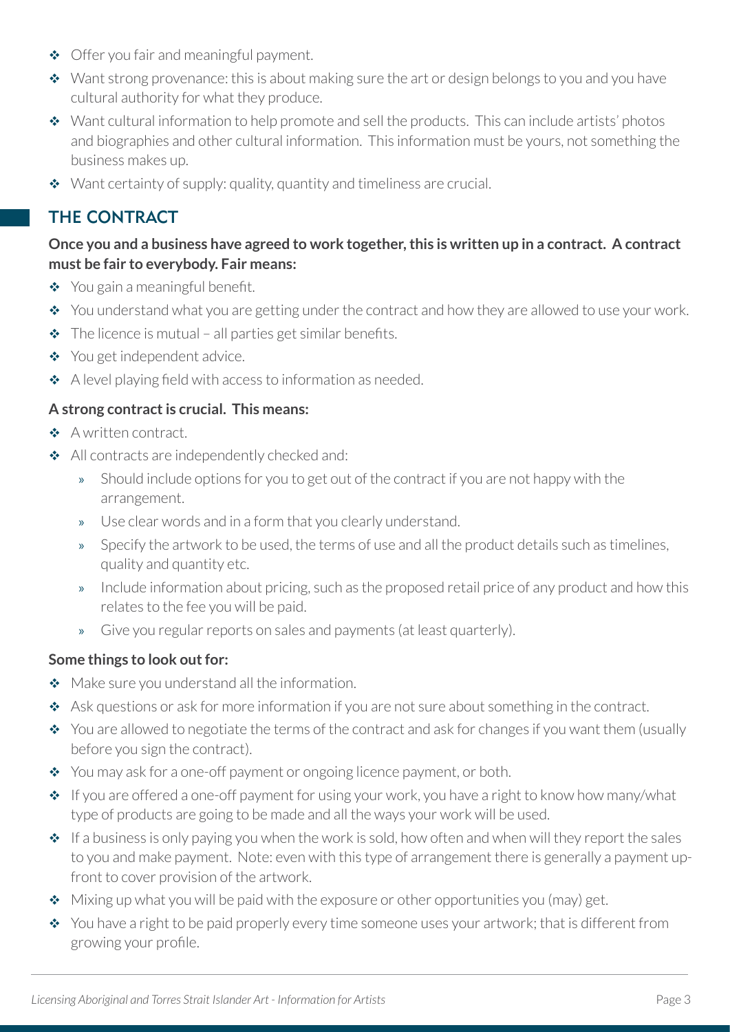- Offer you fair and meaningful payment.
- Want strong provenance: this is about making sure the art or design belongs to you and you have cultural authority for what they produce.
- Want cultural information to help promote and sell the products. This can include artists' photos and biographies and other cultural information. This information must be yours, not something the business makes up.
- Want certainty of supply: quality, quantity and timeliness are crucial.

## THE CONTRACT

**Once you and a business have agreed to work together, this is written up in a contract. A contract must be fair to everybody. Fair means:**

- You gain a meaningful benefit.
- You understand what you are getting under the contract and how they are allowed to use your work.
- The licence is mutual – all parties get similar benefits.
- You get independent advice.
- A level playing field with access to information as needed.

**A strong contract is crucial. This means:**

- A written contract.
- All contracts are independently checked and:
  - Should include options for you to get out of the contract if you are not happy with the arrangement.
  - Use clear words and in a form that you clearly understand.
  - Specify the artwork to be used, the terms of use and all the product details such as timelines, quality and quantity etc.
  - Include information about pricing, such as the proposed retail price of any product and how this relates to the fee you will be paid.
  - Give you regular reports on sales and payments (at least quarterly).

**Some things to look out for:**

- Make sure you understand all the information.
- Ask questions or ask for more information if you are not sure about something in the contract.
- You are allowed to negotiate the terms of the contract and ask for changes if you want them (usually before you sign the contract).
- You may ask for a one-off payment or ongoing licence payment, or both.
- If you are offered a one-off payment for using your work, you have a right to know how many/what type of products are going to be made and all the ways your work will be used.
- If a business is only paying you when the work is sold, how often and when will they report the sales to you and make payment. Note: even with this type of arrangement there is generally a payment up-front to cover provision of the artwork.
- Mixing up what you will be paid with the exposure or other opportunities you (may) get.
- You have a right to be paid properly every time someone uses your artwork; that is different from growing your profile.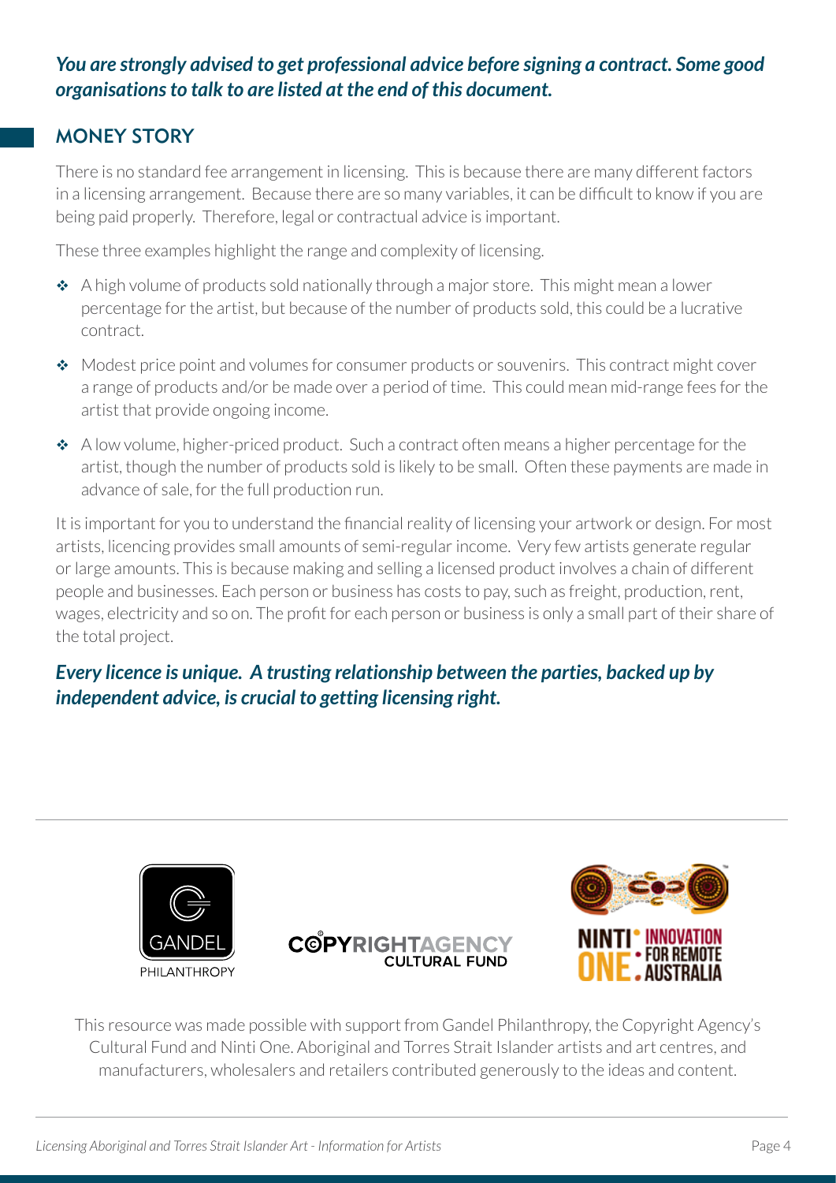***You are strongly advised to get professional advice before signing a contract. Some good organisations to talk to are listed at the end of this document.***

## MONEY STORY

There is no standard fee arrangement in licensing. This is because there are many different factors in a licensing arrangement. Because there are so many variables, it can be difficult to know if you are being paid properly. Therefore, legal or contractual advice is important.

These three examples highlight the range and complexity of licensing.

- A high volume of products sold nationally through a major store. This might mean a lower percentage for the artist, but because of the number of products sold, this could be a lucrative contract.
- Modest price point and volumes for consumer products or souvenirs. This contract might cover a range of products and/or be made over a period of time. This could mean mid-range fees for the artist that provide ongoing income.
- A low volume, higher-priced product. Such a contract often means a higher percentage for the artist, though the number of products sold is likely to be small. Often these payments are made in advance of sale, for the full production run.

It is important for you to understand the financial reality of licensing your artwork or design. For most artists, licencing provides small amounts of semi-regular income. Very few artists generate regular or large amounts. This is because making and selling a licensed product involves a chain of different people and businesses. Each person or business has costs to pay, such as freight, production, rent, wages, electricity and so on. The profit for each person or business is only a small part of their share of the total project.

***Every licence is unique. A trusting relationship between the parties, backed up by independent advice, is crucial to getting licensing right.***

GANDEL PHILANTHROPY

COPYRIGHTAGENCY CULTURAL FUND

NINTI ONE • INNOVATION • FOR REMOTE AUSTRALIA

This resource was made possible with support from Gandel Philanthropy, the Copyright Agency's Cultural Fund and Ninti One. Aboriginal and Torres Strait Islander artists and art centres, and manufacturers, wholesalers and retailers contributed generously to the ideas and content.